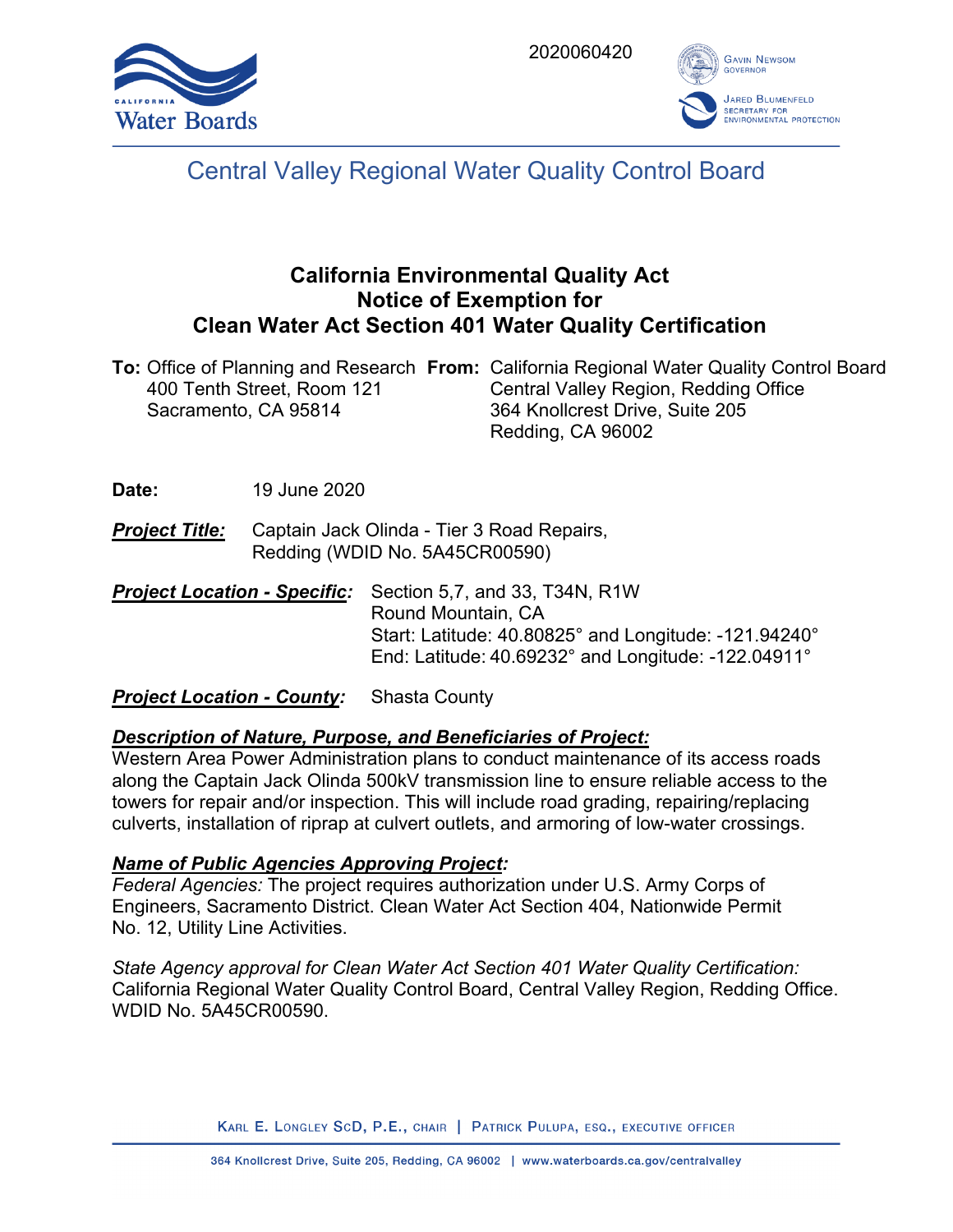2020060420

# Central Valley Regional Water Quality Control Board

## California Environmental Quality Act
## Notice of Exemption for
## Clean Water Act Section 401 Water Quality Certification

**To:** Office of Planning and Research
400 Tenth Street, Room 121
Sacramento, CA 95814

**From:** California Regional Water Quality Control Board
Central Valley Region, Redding Office
364 Knollcrest Drive, Suite 205
Redding, CA 96002

**Date:** 19 June 2020

***Project Title:*** Captain Jack Olinda - Tier 3 Road Repairs, Redding (WDID No. 5A45CR00590)

***Project Location - Specific:*** Section 5,7, and 33, T34N, R1W
Round Mountain, CA
Start: Latitude: 40.80825° and Longitude: -121.94240°
End: Latitude: 40.69232° and Longitude: -122.04911°

***Project Location - County:*** Shasta County

***Description of Nature, Purpose, and Beneficiaries of Project:***
Western Area Power Administration plans to conduct maintenance of its access roads along the Captain Jack Olinda 500kV transmission line to ensure reliable access to the towers for repair and/or inspection. This will include road grading, repairing/replacing culverts, installation of riprap at culvert outlets, and armoring of low-water crossings.

***Name of Public Agencies Approving Project:***
*Federal Agencies:* The project requires authorization under U.S. Army Corps of Engineers, Sacramento District. Clean Water Act Section 404, Nationwide Permit No. 12, Utility Line Activities.

*State Agency approval for Clean Water Act Section 401 Water Quality Certification:*
California Regional Water Quality Control Board, Central Valley Region, Redding Office. WDID No. 5A45CR00590.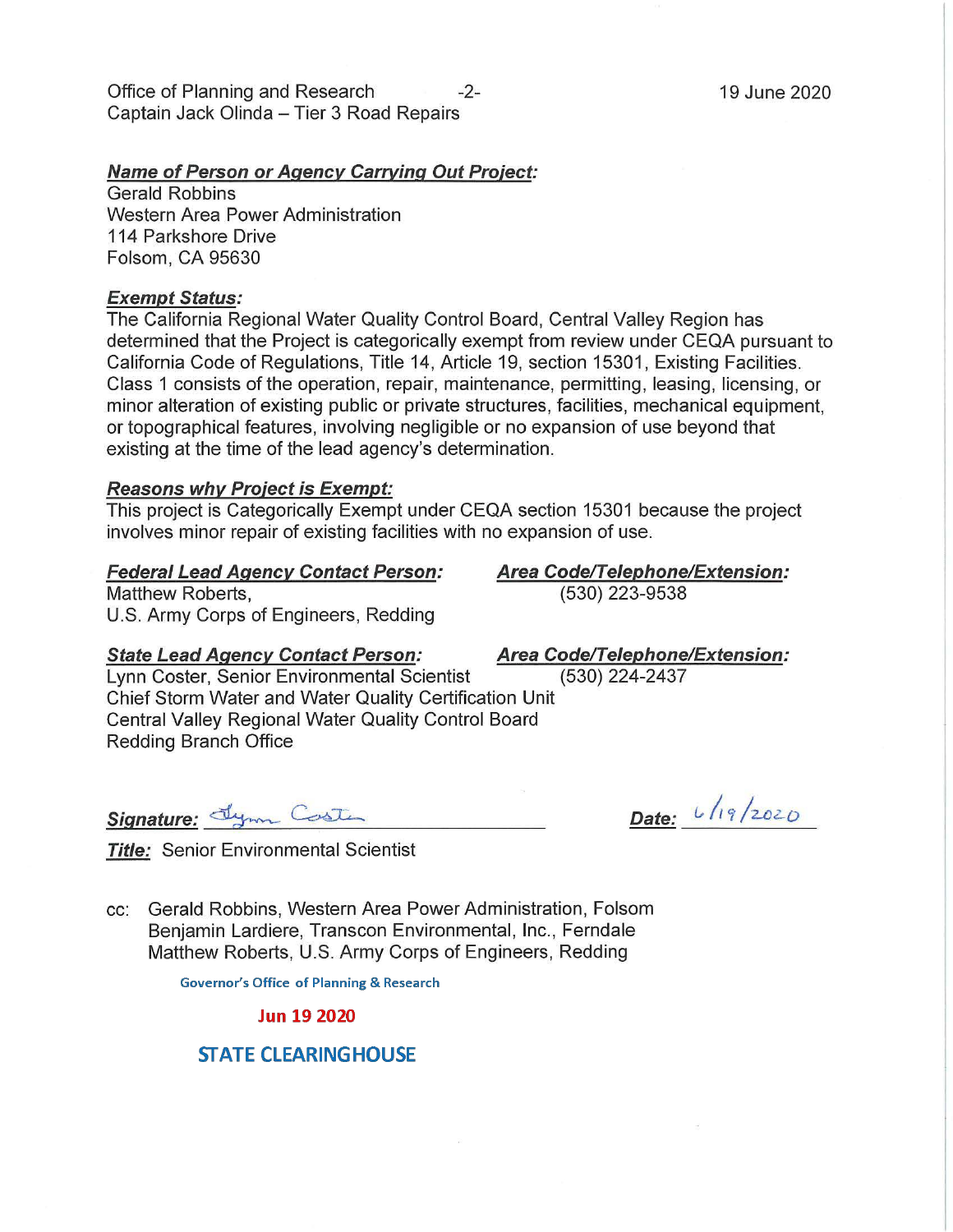***Name of Person or Agency Carrying Out Project:***
Gerald Robbins
Western Area Power Administration
114 Parkshore Drive
Folsom, CA 95630

***Exempt Status:***
The California Regional Water Quality Control Board, Central Valley Region has determined that the Project is categorically exempt from review under CEQA pursuant to California Code of Regulations, Title 14, Article 19, section 15301, Existing Facilities. Class 1 consists of the operation, repair, maintenance, permitting, leasing, licensing, or minor alteration of existing public or private structures, facilities, mechanical equipment, or topographical features, involving negligible or no expansion of use beyond that existing at the time of the lead agency's determination.

***Reasons why Project is Exempt:***
This project is Categorically Exempt under CEQA section 15301 because the project involves minor repair of existing facilities with no expansion of use.

***Federal Lead Agency Contact Person:***
Matthew Roberts,
U.S. Army Corps of Engineers, Redding

***Area Code/Telephone/Extension:***
(530) 223-9538

***State Lead Agency Contact Person:***
Lynn Coster, Senior Environmental Scientist
Chief Storm Water and Water Quality Certification Unit
Central Valley Regional Water Quality Control Board
Redding Branch Office

***Area Code/Telephone/Extension:***
(530) 224-2437

***Signature:*** Lynn Coster

***Date:*** 6/19/2020

***Title:*** Senior Environmental Scientist

cc: Gerald Robbins, Western Area Power Administration, Folsom
Benjamin Lardiere, Transcon Environmental, Inc., Ferndale
Matthew Roberts, U.S. Army Corps of Engineers, Redding

Governor's Office of Planning & Research

Jun 19 2020

STATE CLEARINGHOUSE